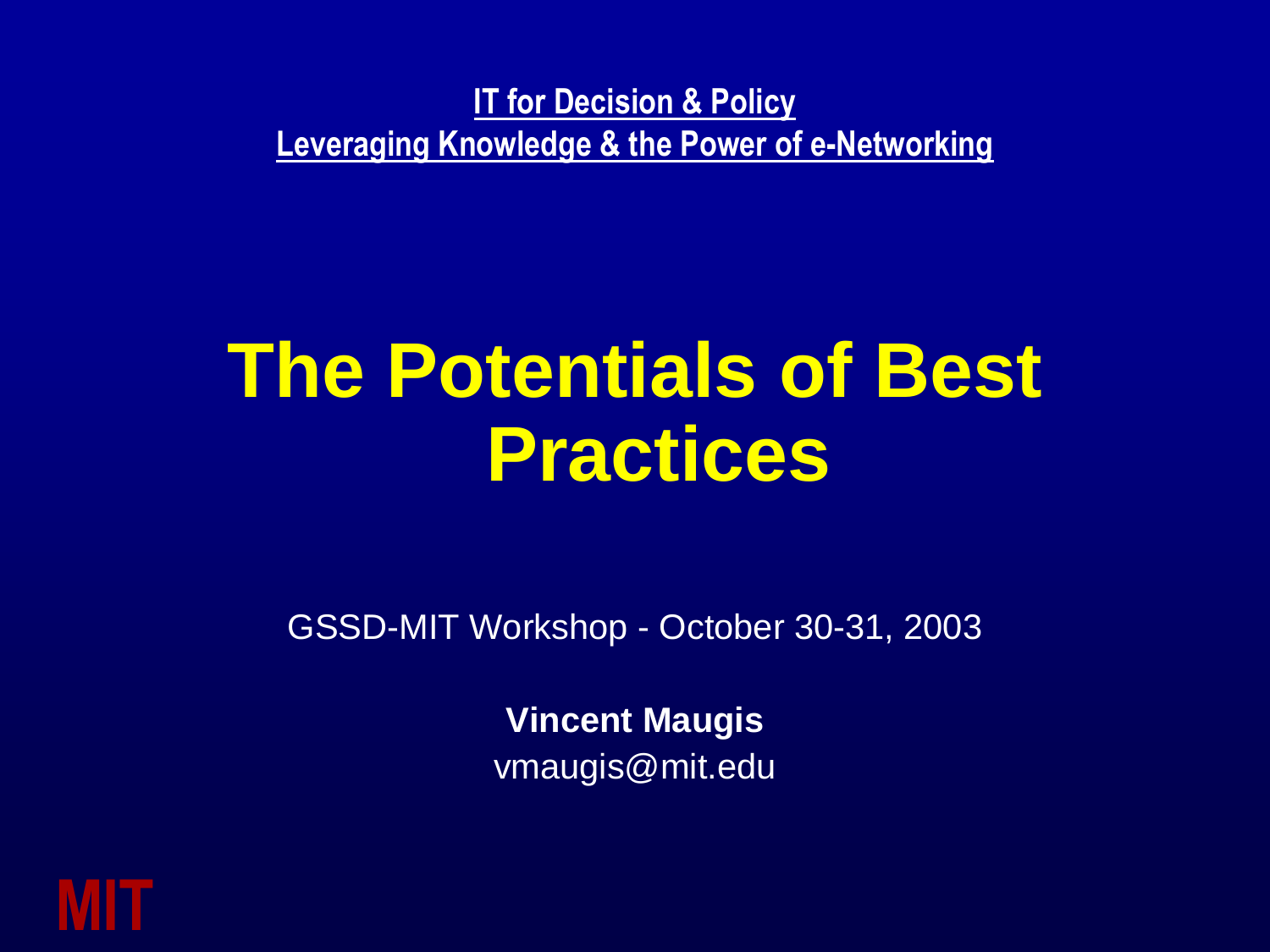**IT for Decision & Policy**
**Leveraging Knowledge & the Power of e-Networking**

# The Potentials of Best Practices

GSSD-MIT Workshop - October 30-31, 2003

**Vincent Maugis**
vmaugis@mit.edu

MIT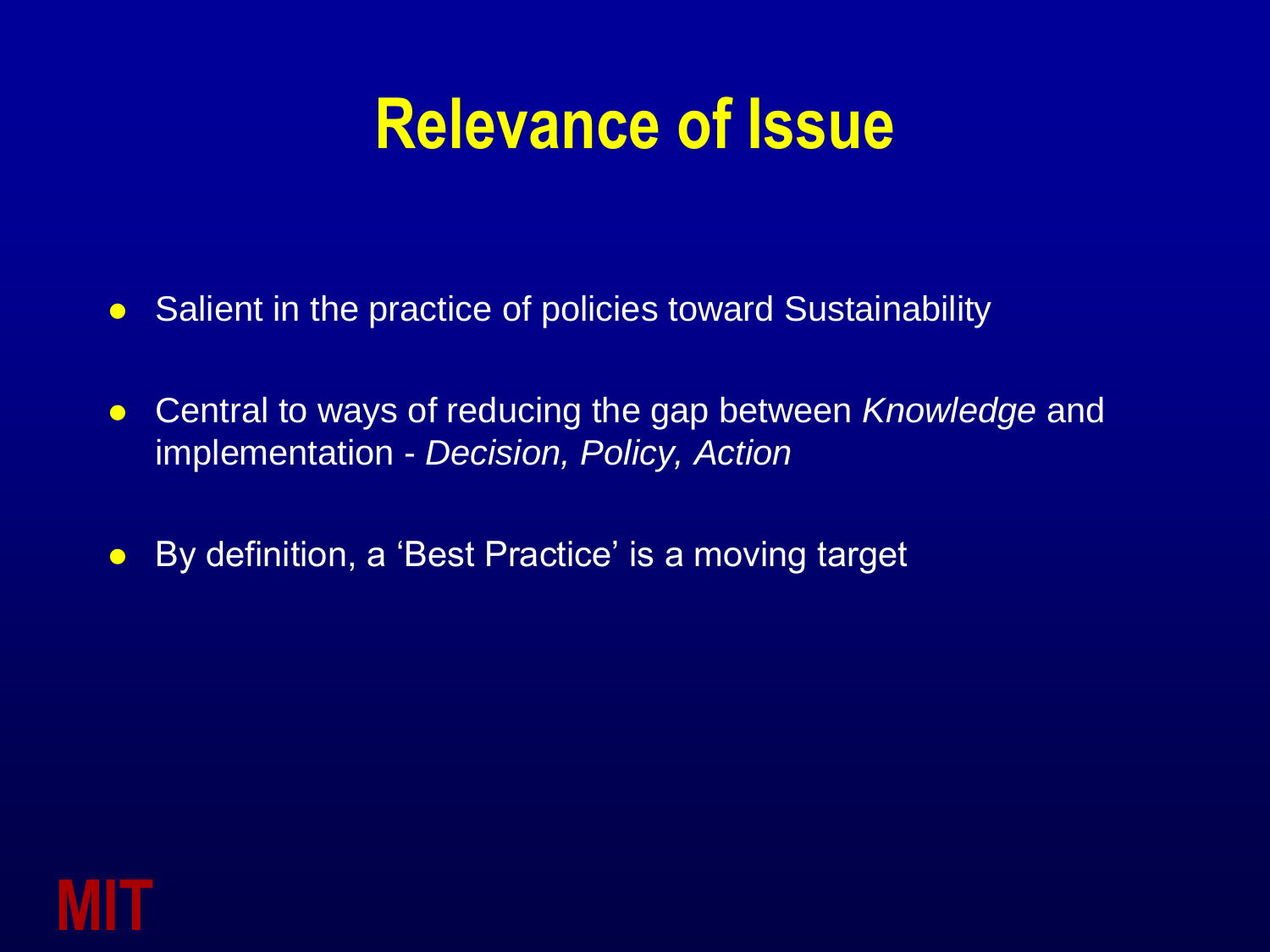# Relevance of Issue

- Salient in the practice of policies toward Sustainability
- Central to ways of reducing the gap between *Knowledge* and implementation - *Decision, Policy, Action*
- By definition, a 'Best Practice' is a moving target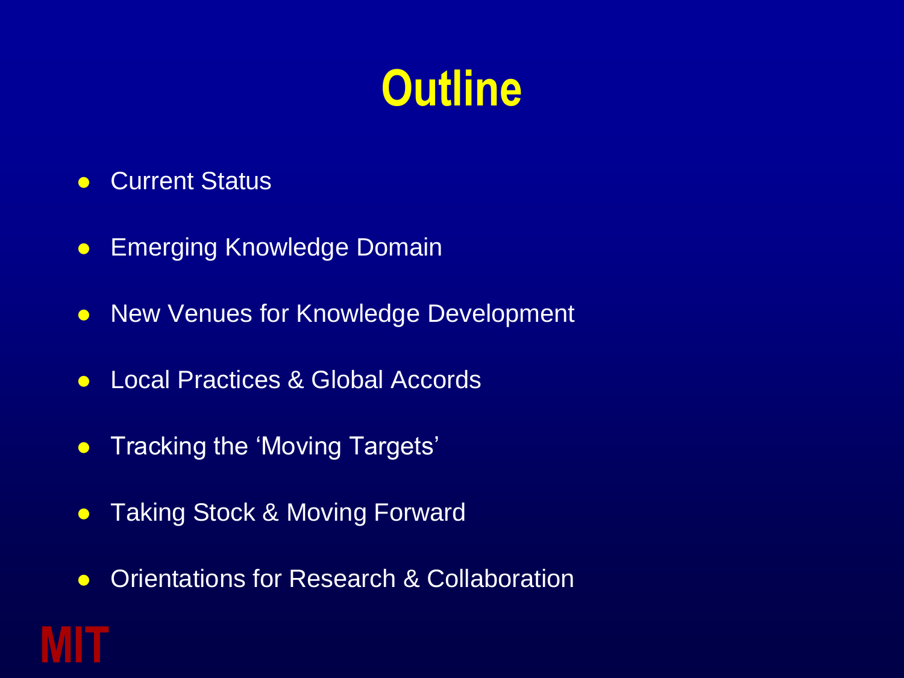# Outline

- Current Status
- Emerging Knowledge Domain
- New Venues for Knowledge Development
- Local Practices & Global Accords
- Tracking the 'Moving Targets'
- Taking Stock & Moving Forward
- Orientations for Research & Collaboration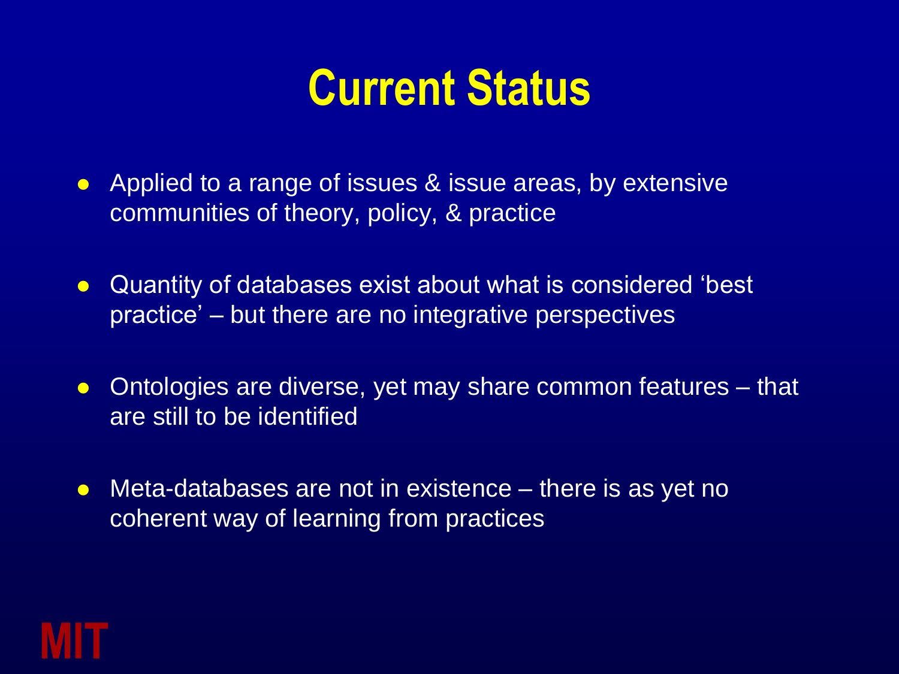# Current Status

- Applied to a range of issues & issue areas, by extensive communities of theory, policy, & practice
- Quantity of databases exist about what is considered 'best practice' – but there are no integrative perspectives
- Ontologies are diverse, yet may share common features – that are still to be identified
- Meta-databases are not in existence – there is as yet no coherent way of learning from practices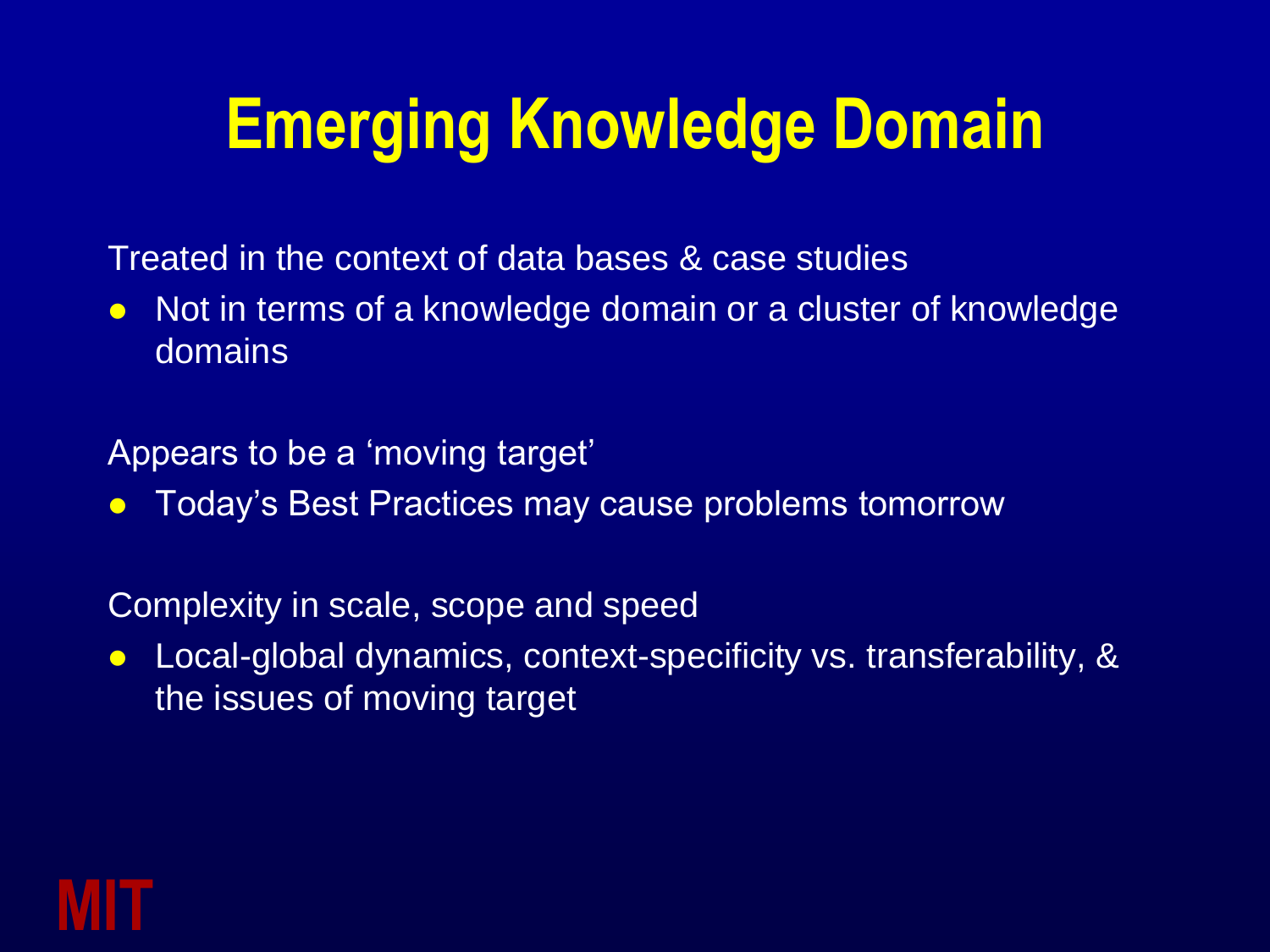# Emerging Knowledge Domain

Treated in the context of data bases & case studies

- Not in terms of a knowledge domain or a cluster of knowledge domains

Appears to be a 'moving target'

- Today's Best Practices may cause problems tomorrow

Complexity in scale, scope and speed

- Local-global dynamics, context-specificity vs. transferability, & the issues of moving target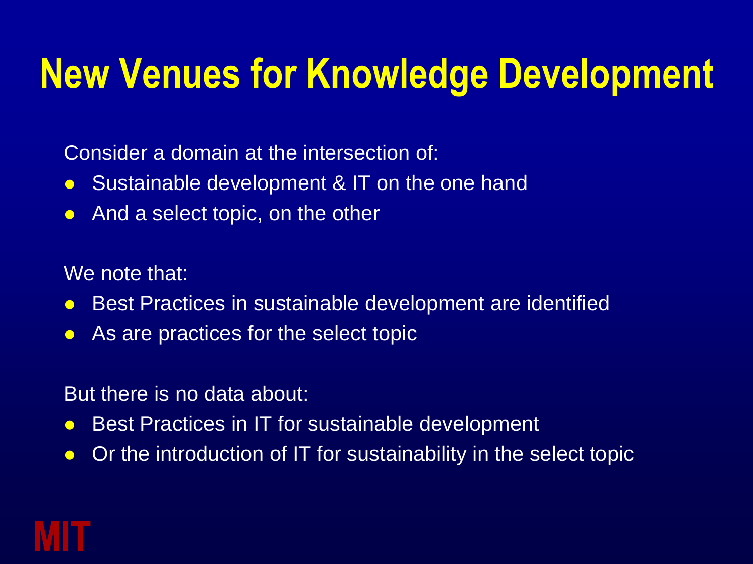# New Venues for Knowledge Development

Consider a domain at the intersection of:

- Sustainable development & IT on the one hand
- And a select topic, on the other

We note that:

- Best Practices in sustainable development are identified
- As are practices for the select topic

But there is no data about:

- Best Practices in IT for sustainable development
- Or the introduction of IT for sustainability in the select topic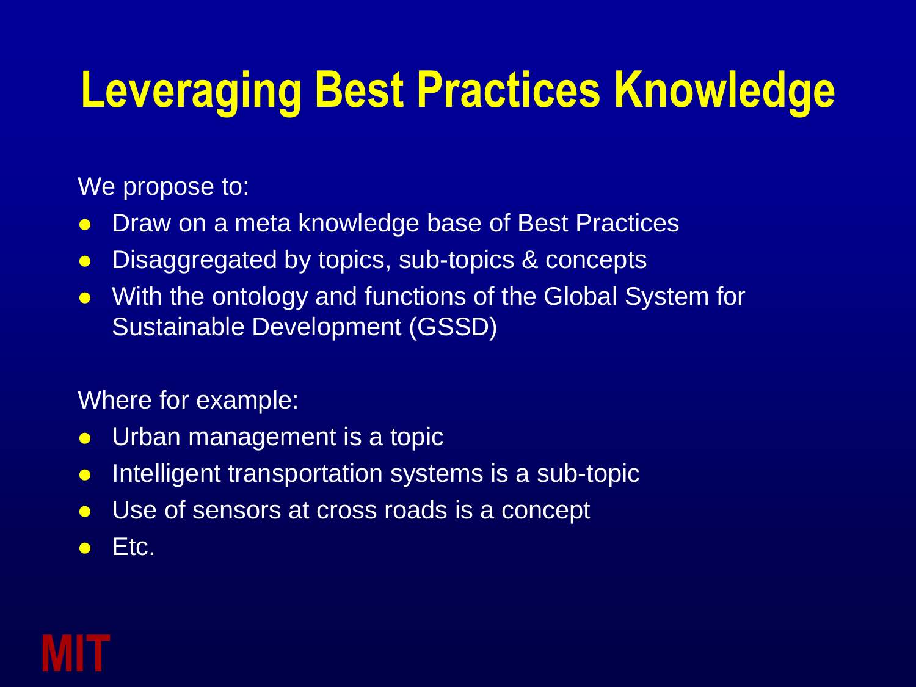# Leveraging Best Practices Knowledge

We propose to:

- Draw on a meta knowledge base of Best Practices
- Disaggregated by topics, sub-topics & concepts
- With the ontology and functions of the Global System for Sustainable Development (GSSD)

Where for example:

- Urban management is a topic
- Intelligent transportation systems is a sub-topic
- Use of sensors at cross roads is a concept
- Etc.

MIT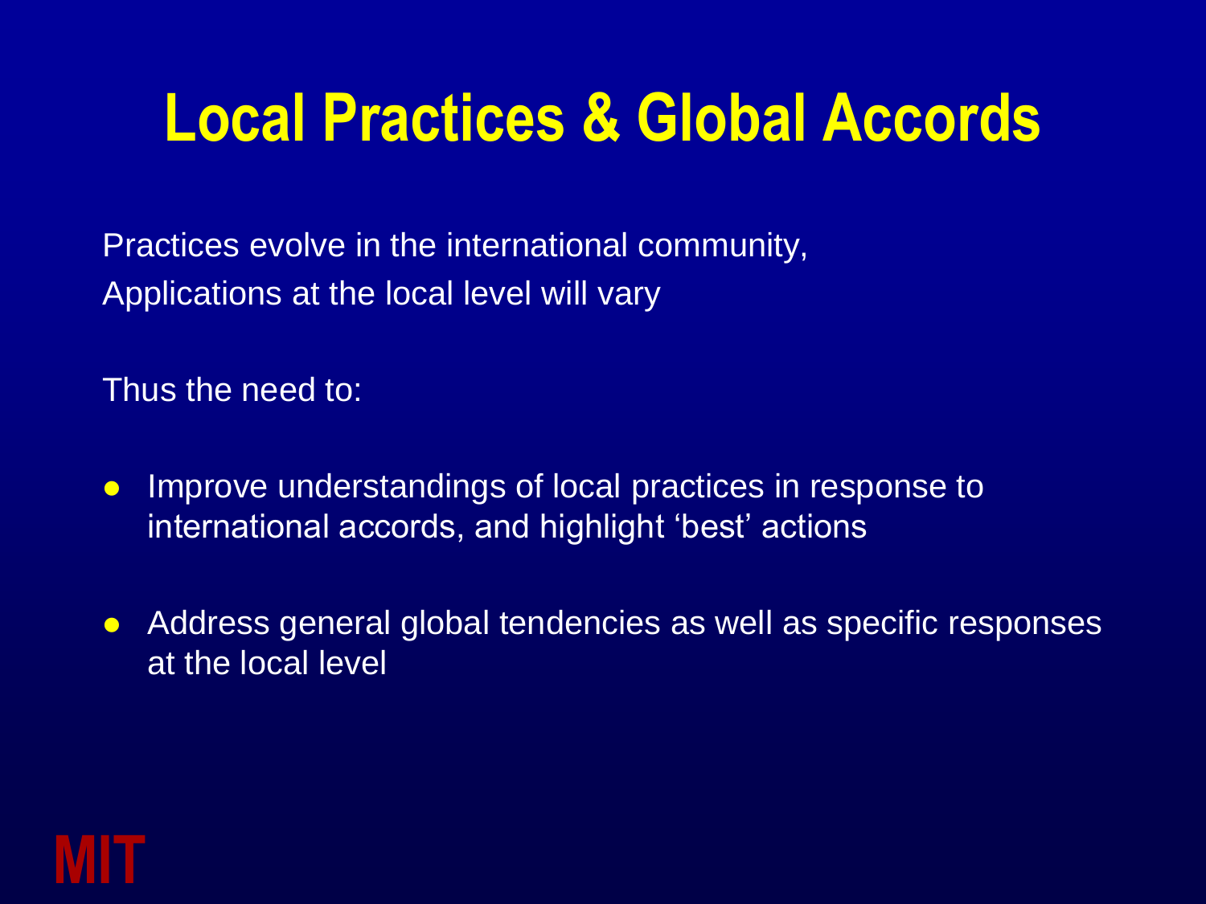# Local Practices & Global Accords

Practices evolve in the international community,
Applications at the local level will vary

Thus the need to:

- Improve understandings of local practices in response to international accords, and highlight 'best' actions
- Address general global tendencies as well as specific responses at the local level

MIT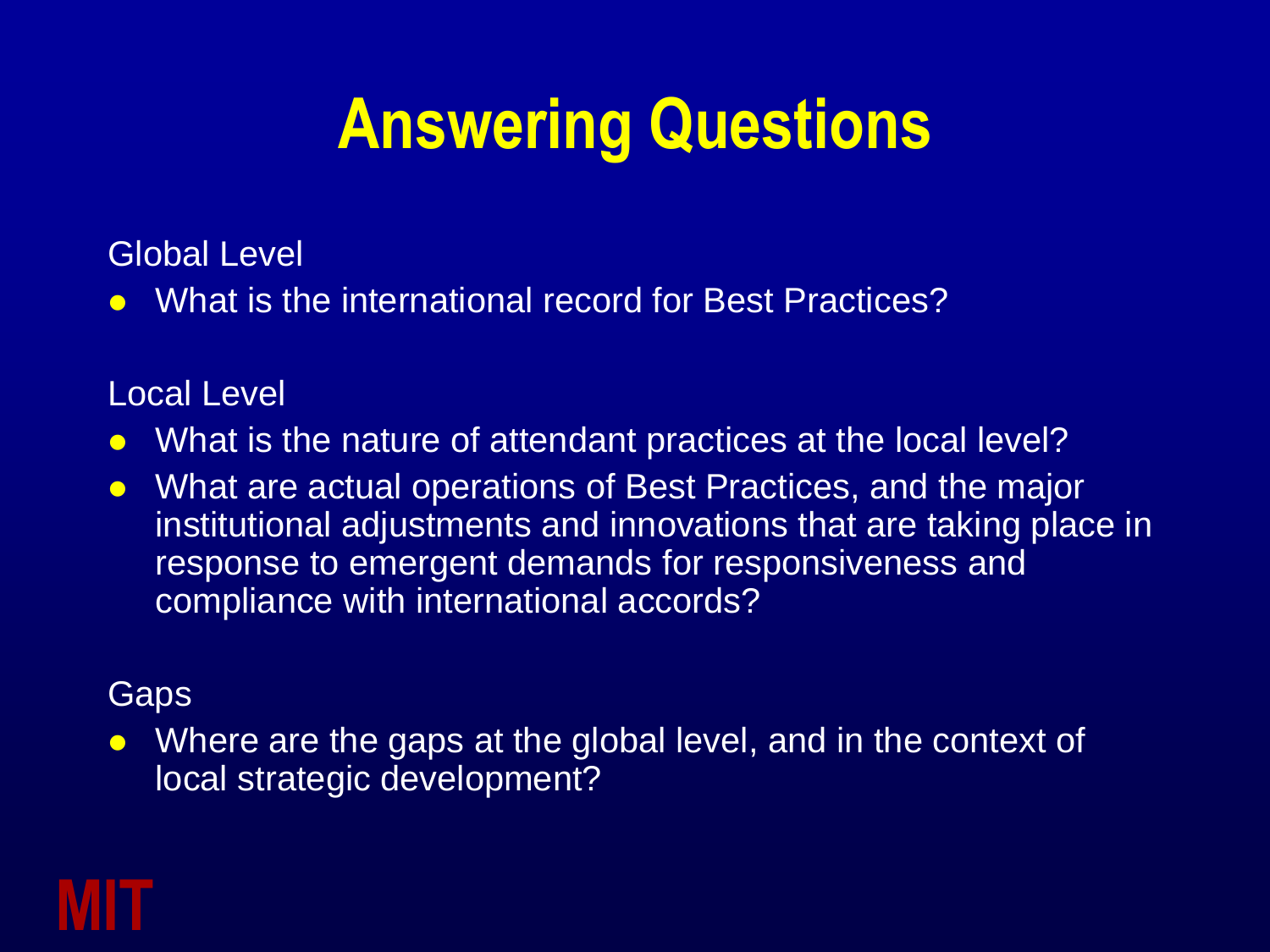# Answering Questions

Global Level

- What is the international record for Best Practices?

Local Level

- What is the nature of attendant practices at the local level?
- What are actual operations of Best Practices, and the major institutional adjustments and innovations that are taking place in response to emergent demands for responsiveness and compliance with international accords?

Gaps

- Where are the gaps at the global level, and in the context of local strategic development?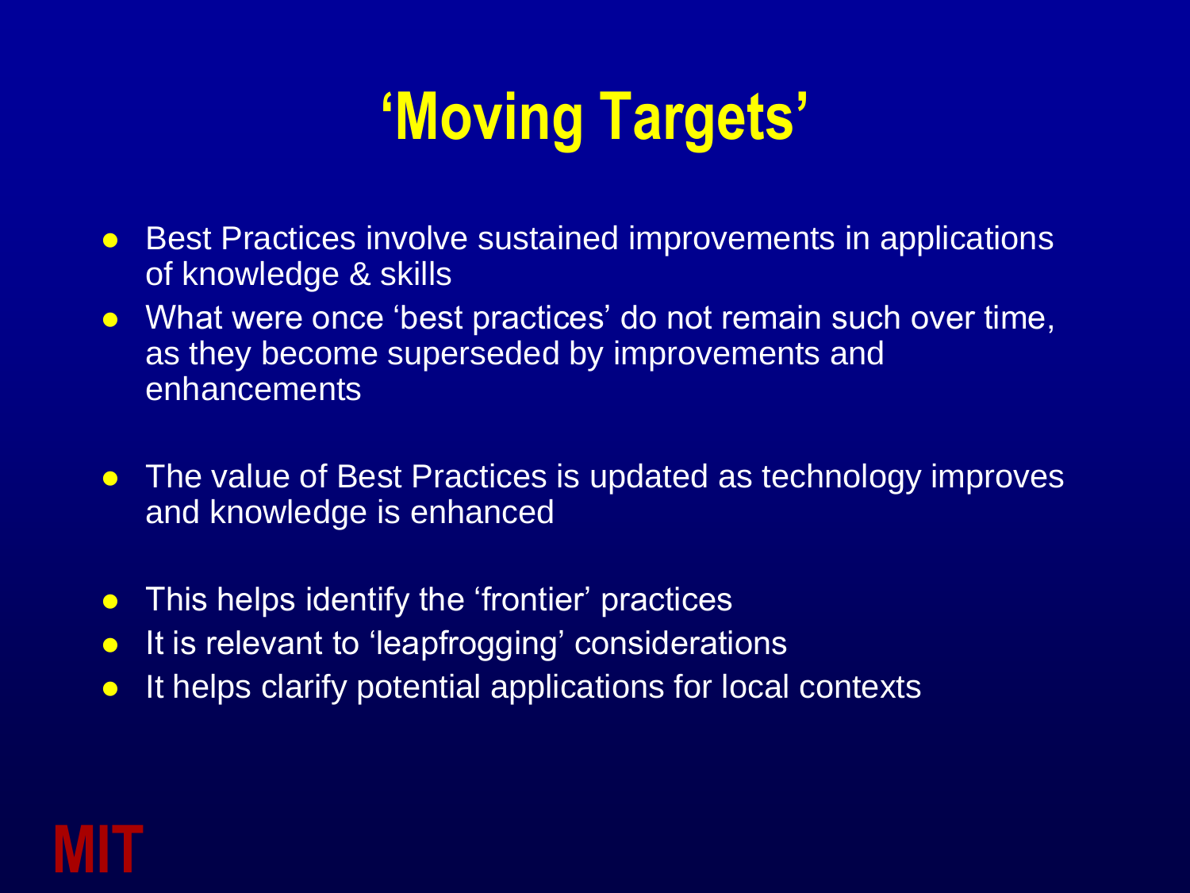# 'Moving Targets'

- Best Practices involve sustained improvements in applications of knowledge & skills
- What were once 'best practices' do not remain such over time, as they become superseded by improvements and enhancements
- The value of Best Practices is updated as technology improves and knowledge is enhanced
- This helps identify the 'frontier' practices
- It is relevant to 'leapfrogging' considerations
- It helps clarify potential applications for local contexts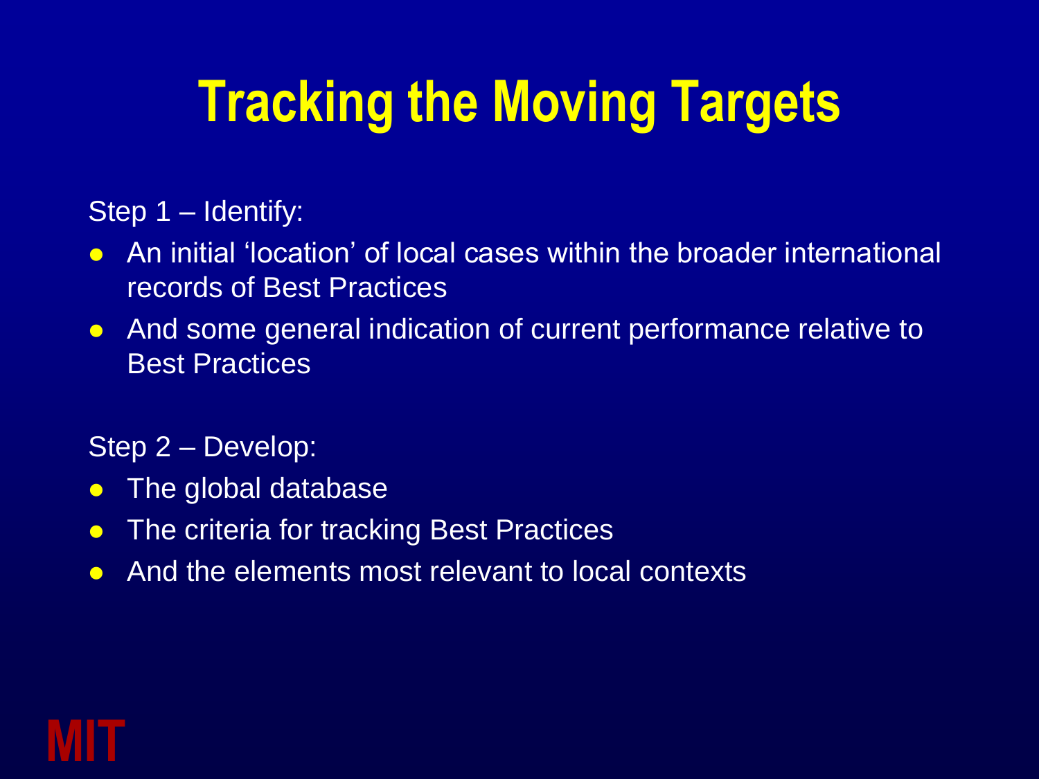# Tracking the Moving Targets

Step 1 – Identify:

- An initial 'location' of local cases within the broader international records of Best Practices
- And some general indication of current performance relative to Best Practices

Step 2 – Develop:

- The global database
- The criteria for tracking Best Practices
- And the elements most relevant to local contexts

MIT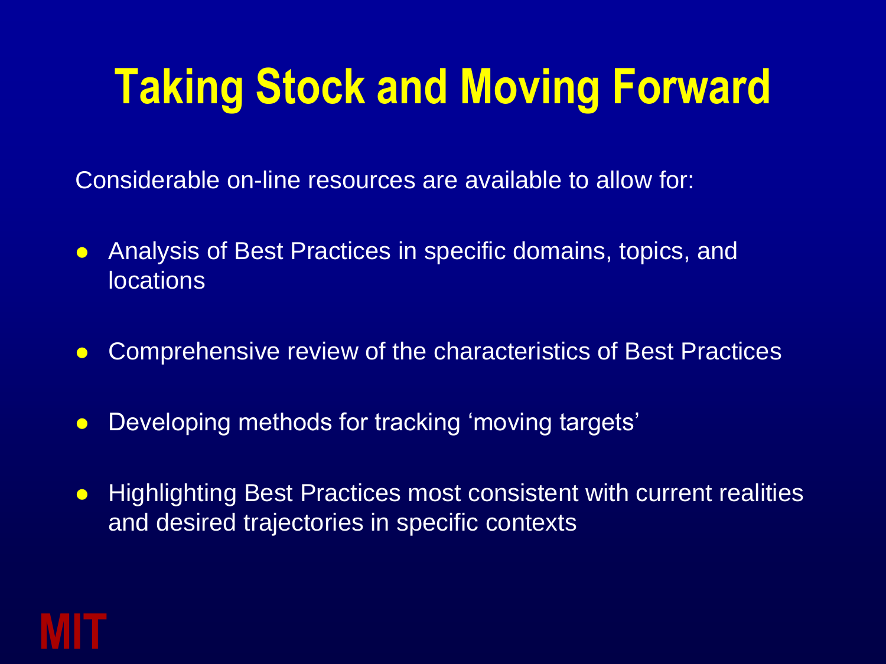# Taking Stock and Moving Forward

Considerable on-line resources are available to allow for:

- Analysis of Best Practices in specific domains, topics, and locations
- Comprehensive review of the characteristics of Best Practices
- Developing methods for tracking 'moving targets'
- Highlighting Best Practices most consistent with current realities and desired trajectories in specific contexts

MIT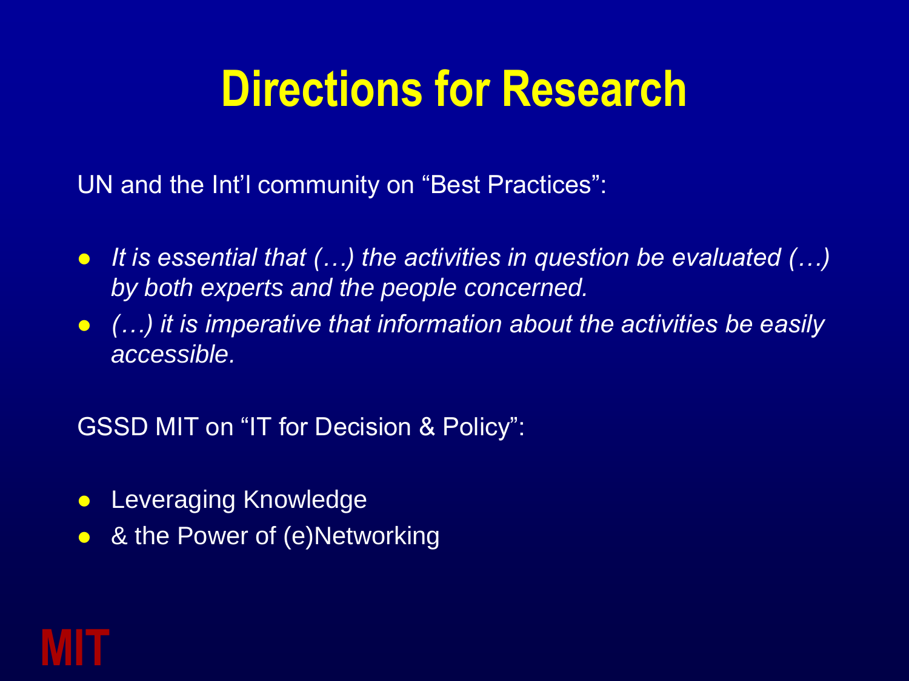# Directions for Research

UN and the Int'l community on "Best Practices":

- *It is essential that (…) the activities in question be evaluated (…) by both experts and the people concerned.*
- *(…) it is imperative that information about the activities be easily accessible.*

GSSD MIT on "IT for Decision & Policy":

- Leveraging Knowledge
- & the Power of (e)Networking

MIT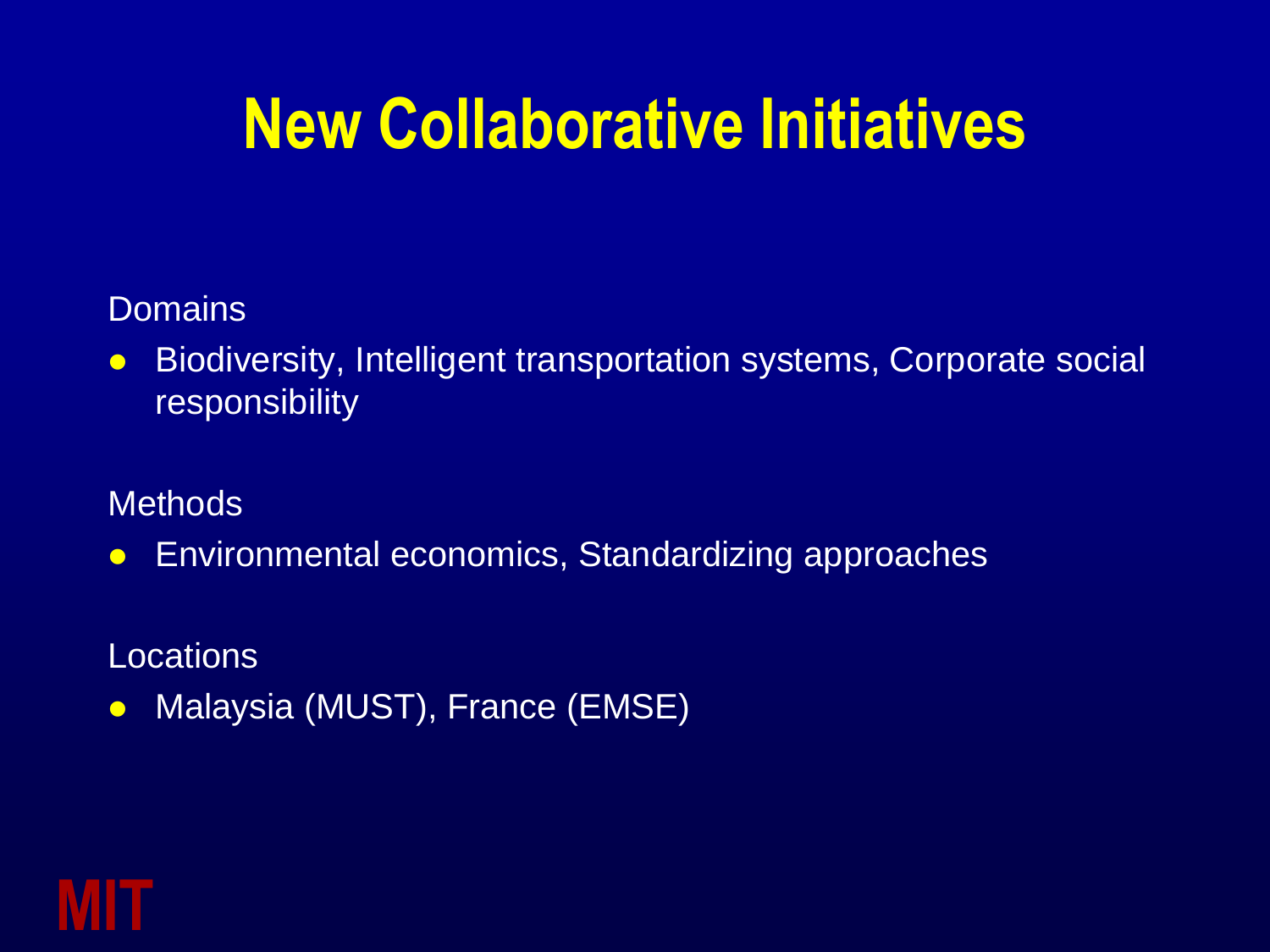# New Collaborative Initiatives

Domains

- Biodiversity, Intelligent transportation systems, Corporate social responsibility

Methods

- Environmental economics, Standardizing approaches

Locations

- Malaysia (MUST), France (EMSE)

MIT